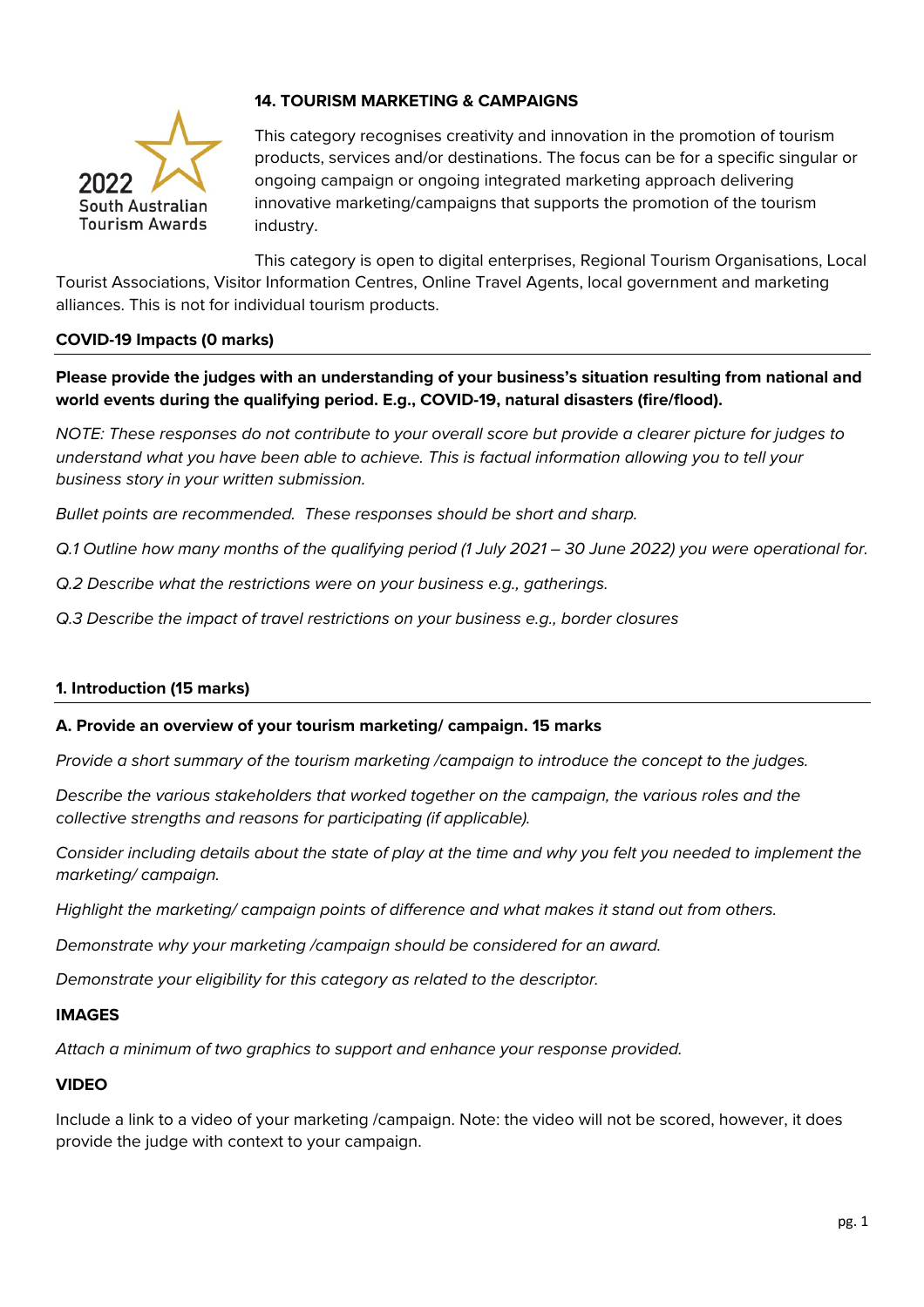2022 South Australian Tourism Awards

## 14. TOURISM MARKETING & CAMPAIGNS

This category recognises creativity and innovation in the promotion of tourism products, services and/or destinations. The focus can be for a specific singular or ongoing campaign or ongoing integrated marketing approach delivering innovative marketing/campaigns that supports the promotion of the tourism industry.

This category is open to digital enterprises, Regional Tourism Organisations, Local Tourist Associations, Visitor Information Centres, Online Travel Agents, local government and marketing alliances. This is not for individual tourism products.

### COVID-19 Impacts (0 marks)

**Please provide the judges with an understanding of your business's situation resulting from national and world events during the qualifying period. E.g., COVID-19, natural disasters (fire/flood).**

*NOTE: These responses do not contribute to your overall score but provide a clearer picture for judges to understand what you have been able to achieve. This is factual information allowing you to tell your business story in your written submission.*

*Bullet points are recommended. These responses should be short and sharp.*

*Q.1 Outline how many months of the qualifying period (1 July 2021 – 30 June 2022) you were operational for.*

*Q.2 Describe what the restrictions were on your business e.g., gatherings.*

*Q.3 Describe the impact of travel restrictions on your business e.g., border closures*

### 1. Introduction (15 marks)

**A. Provide an overview of your tourism marketing/ campaign. 15 marks**

*Provide a short summary of the tourism marketing /campaign to introduce the concept to the judges.*

*Describe the various stakeholders that worked together on the campaign, the various roles and the collective strengths and reasons for participating (if applicable).*

*Consider including details about the state of play at the time and why you felt you needed to implement the marketing/ campaign.*

*Highlight the marketing/ campaign points of difference and what makes it stand out from others.*

*Demonstrate why your marketing /campaign should be considered for an award.*

*Demonstrate your eligibility for this category as related to the descriptor.*

#### IMAGES

*Attach a minimum of two graphics to support and enhance your response provided.*

#### VIDEO

Include a link to a video of your marketing /campaign. Note: the video will not be scored, however, it does provide the judge with context to your campaign.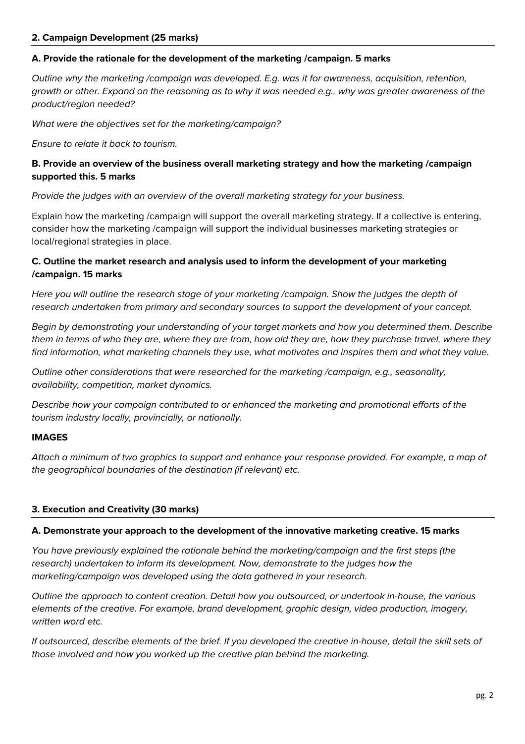## 2. Campaign Development (25 marks)

### A. Provide the rationale for the development of the marketing /campaign. 5 marks

*Outline why the marketing /campaign was developed. E.g. was it for awareness, acquisition, retention, growth or other. Expand on the reasoning as to why it was needed e.g., why was greater awareness of the product/region needed?*

*What were the objectives set for the marketing/campaign?*

*Ensure to relate it back to tourism.*

### B. Provide an overview of the business overall marketing strategy and how the marketing /campaign supported this. 5 marks

*Provide the judges with an overview of the overall marketing strategy for your business.*

Explain how the marketing /campaign will support the overall marketing strategy. If a collective is entering, consider how the marketing /campaign will support the individual businesses marketing strategies or local/regional strategies in place.

### C. Outline the market research and analysis used to inform the development of your marketing /campaign. 15 marks

*Here you will outline the research stage of your marketing /campaign. Show the judges the depth of research undertaken from primary and secondary sources to support the development of your concept.*

*Begin by demonstrating your understanding of your target markets and how you determined them. Describe them in terms of who they are, where they are from, how old they are, how they purchase travel, where they find information, what marketing channels they use, what motivates and inspires them and what they value.*

*Outline other considerations that were researched for the marketing /campaign, e.g., seasonality, availability, competition, market dynamics.*

*Describe how your campaign contributed to or enhanced the marketing and promotional efforts of the tourism industry locally, provincially, or nationally.*

**IMAGES**

*Attach a minimum of two graphics to support and enhance your response provided. For example, a map of the geographical boundaries of the destination (if relevant) etc.*

## 3. Execution and Creativity (30 marks)

### A. Demonstrate your approach to the development of the innovative marketing creative. 15 marks

*You have previously explained the rationale behind the marketing/campaign and the first steps (the research) undertaken to inform its development. Now, demonstrate to the judges how the marketing/campaign was developed using the data gathered in your research.*

*Outline the approach to content creation. Detail how you outsourced, or undertook in-house, the various elements of the creative. For example, brand development, graphic design, video production, imagery, written word etc.*

*If outsourced, describe elements of the brief. If you developed the creative in-house, detail the skill sets of those involved and how you worked up the creative plan behind the marketing.*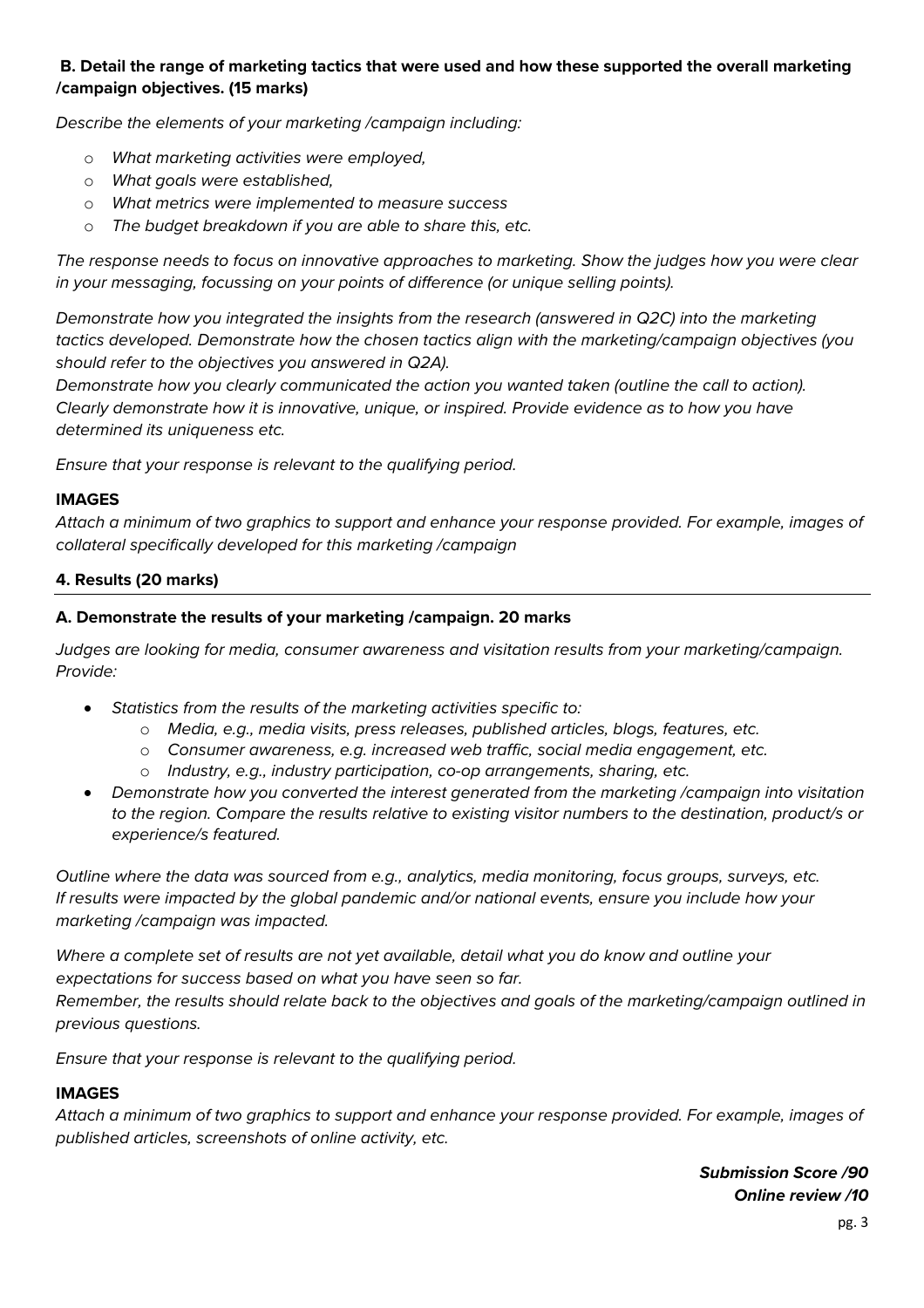**B. Detail the range of marketing tactics that were used and how these supported the overall marketing /campaign objectives. (15 marks)**

*Describe the elements of your marketing /campaign including:*

- *What marketing activities were employed,*
- *What goals were established,*
- *What metrics were implemented to measure success*
- *The budget breakdown if you are able to share this, etc.*

*The response needs to focus on innovative approaches to marketing. Show the judges how you were clear in your messaging, focussing on your points of difference (or unique selling points).*

*Demonstrate how you integrated the insights from the research (answered in Q2C) into the marketing tactics developed. Demonstrate how the chosen tactics align with the marketing/campaign objectives (you should refer to the objectives you answered in Q2A).*

*Demonstrate how you clearly communicated the action you wanted taken (outline the call to action). Clearly demonstrate how it is innovative, unique, or inspired. Provide evidence as to how you have determined its uniqueness etc.*

*Ensure that your response is relevant to the qualifying period.*

**IMAGES**

*Attach a minimum of two graphics to support and enhance your response provided. For example, images of collateral specifically developed for this marketing /campaign*

## 4. Results (20 marks)

**A. Demonstrate the results of your marketing /campaign. 20 marks**

*Judges are looking for media, consumer awareness and visitation results from your marketing/campaign. Provide:*

- *Statistics from the results of the marketing activities specific to:*
  - *Media, e.g., media visits, press releases, published articles, blogs, features, etc.*
  - *Consumer awareness, e.g. increased web traffic, social media engagement, etc.*
  - *Industry, e.g., industry participation, co-op arrangements, sharing, etc.*
- *Demonstrate how you converted the interest generated from the marketing /campaign into visitation to the region. Compare the results relative to existing visitor numbers to the destination, product/s or experience/s featured.*

*Outline where the data was sourced from e.g., analytics, media monitoring, focus groups, surveys, etc. If results were impacted by the global pandemic and/or national events, ensure you include how your marketing /campaign was impacted.*

*Where a complete set of results are not yet available, detail what you do know and outline your expectations for success based on what you have seen so far.*

*Remember, the results should relate back to the objectives and goals of the marketing/campaign outlined in previous questions.*

*Ensure that your response is relevant to the qualifying period.*

**IMAGES**

*Attach a minimum of two graphics to support and enhance your response provided. For example, images of published articles, screenshots of online activity, etc.*

***Submission Score /90***
***Online review /10***